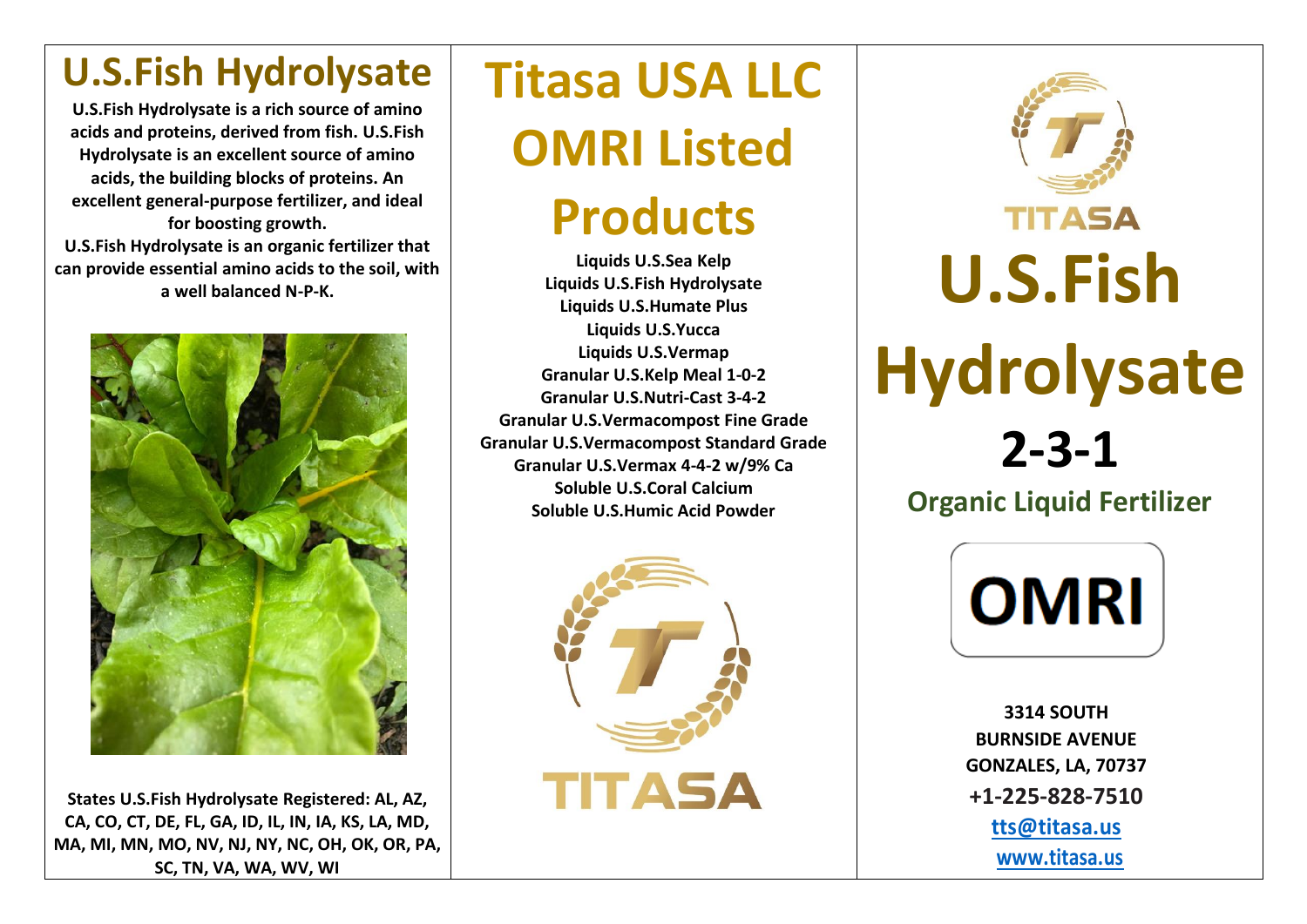# U.S.Fish Hydrolysate

**U.S.Fish Hydrolysate is a rich source of amino acids and proteins, derived from fish. U.S.Fish Hydrolysate is an excellent source of amino acids, the building blocks of proteins. An excellent general-purpose fertilizer, and ideal for boosting growth.**

**U.S.Fish Hydrolysate is an organic fertilizer that can provide essential amino acids to the soil, with a well balanced N-P-K.**

**States U.S.Fish Hydrolysate Registered: AL, AZ, CA, CO, CT, DE, FL, GA, ID, IL, IN, IA, KS, LA, MD, MA, MI, MN, MO, NV, NJ, NY, NC, OH, OK, OR, PA, SC, TN, VA, WA, WV, WI**

# Titasa USA LLC OMRI Listed Products

**Liquids U.S.Sea Kelp**
**Liquids U.S.Fish Hydrolysate**
**Liquids U.S.Humate Plus**
**Liquids U.S.Yucca**
**Liquids U.S.Vermap**
**Granular U.S.Kelp Meal 1-0-2**
**Granular U.S.Nutri-Cast 3-4-2**
**Granular U.S.Vermacompost Fine Grade**
**Granular U.S.Vermacompost Standard Grade**
**Granular U.S.Vermax 4-4-2 w/9% Ca**
**Soluble U.S.Coral Calcium**
**Soluble U.S.Humic Acid Powder**

TITASA

TITASA

# U.S.Fish Hydrolysate

# 2-3-1

## Organic Liquid Fertilizer

OMRI

**3314 SOUTH BURNSIDE AVENUE**
**GONZALES, LA, 70737**
**+1-225-828-7510**
**tts@titasa.us**
**www.titasa.us**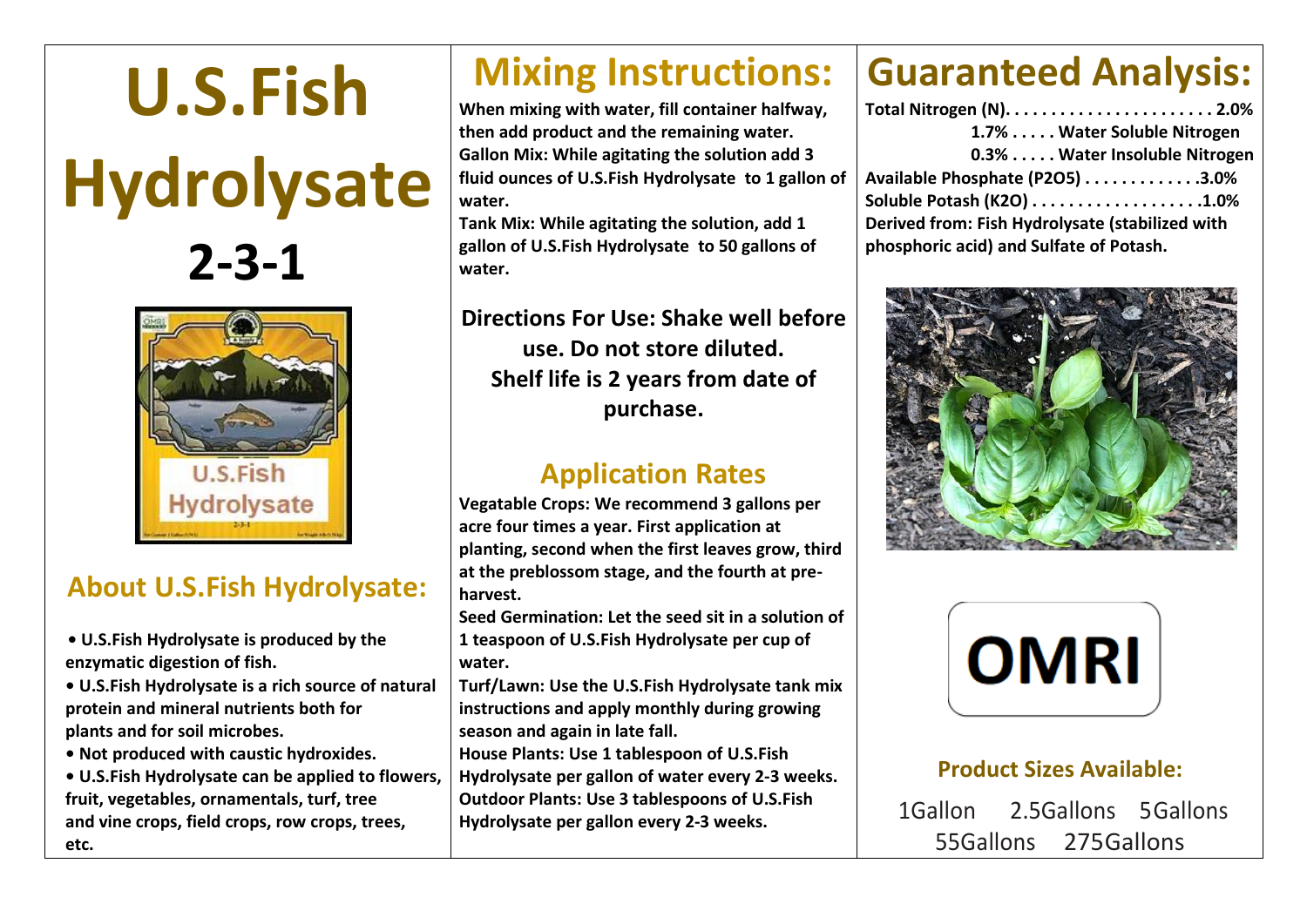# U.S.Fish Hydrolysate

# 2-3-1

## About U.S.Fish Hydrolysate:

- U.S.Fish Hydrolysate is produced by the enzymatic digestion of fish.
- U.S.Fish Hydrolysate is a rich source of natural protein and mineral nutrients both for plants and for soil microbes.
- Not produced with caustic hydroxides.
- U.S.Fish Hydrolysate can be applied to flowers, fruit, vegetables, ornamentals, turf, tree and vine crops, field crops, row crops, trees, etc.

## Mixing Instructions:

**When mixing with water, fill container halfway, then add product and the remaining water.**
**Gallon Mix: While agitating the solution add 3 fluid ounces of U.S.Fish Hydrolysate to 1 gallon of water.**
**Tank Mix: While agitating the solution, add 1 gallon of U.S.Fish Hydrolysate to 50 gallons of water.**

**Directions For Use: Shake well before use. Do not store diluted. Shelf life is 2 years from date of purchase.**

### Application Rates

**Vegatable Crops: We recommend 3 gallons per acre four times a year. First application at planting, second when the first leaves grow, third at the preblossom stage, and the fourth at pre-harvest.**
**Seed Germination: Let the seed sit in a solution of 1 teaspoon of U.S.Fish Hydrolysate per cup of water.**
**Turf/Lawn: Use the U.S.Fish Hydrolysate tank mix instructions and apply monthly during growing season and again in late fall.**
**House Plants: Use 1 tablespoon of U.S.Fish Hydrolysate per gallon of water every 2-3 weeks.**
**Outdoor Plants: Use 3 tablespoons of U.S.Fish Hydrolysate per gallon every 2-3 weeks.**

## Guaranteed Analysis:

**Total Nitrogen (N). . . . . . . . . . . . . . . . . . . . . . . 2.0%**
**1.7% . . . . . Water Soluble Nitrogen**
**0.3% . . . . . Water Insoluble Nitrogen**
**Available Phosphate ($P_2O_5$) . . . . . . . . . . . . .3.0%**
**Soluble Potash ($K_2O$) . . . . . . . . . . . . . . . . . . .1.0%**
**Derived from: Fish Hydrolysate (stabilized with phosphoric acid) and Sulfate of Potash.**

OMRI

### Product Sizes Available:

1Gallon 2.5Gallons 5Gallons 55Gallons 275Gallons